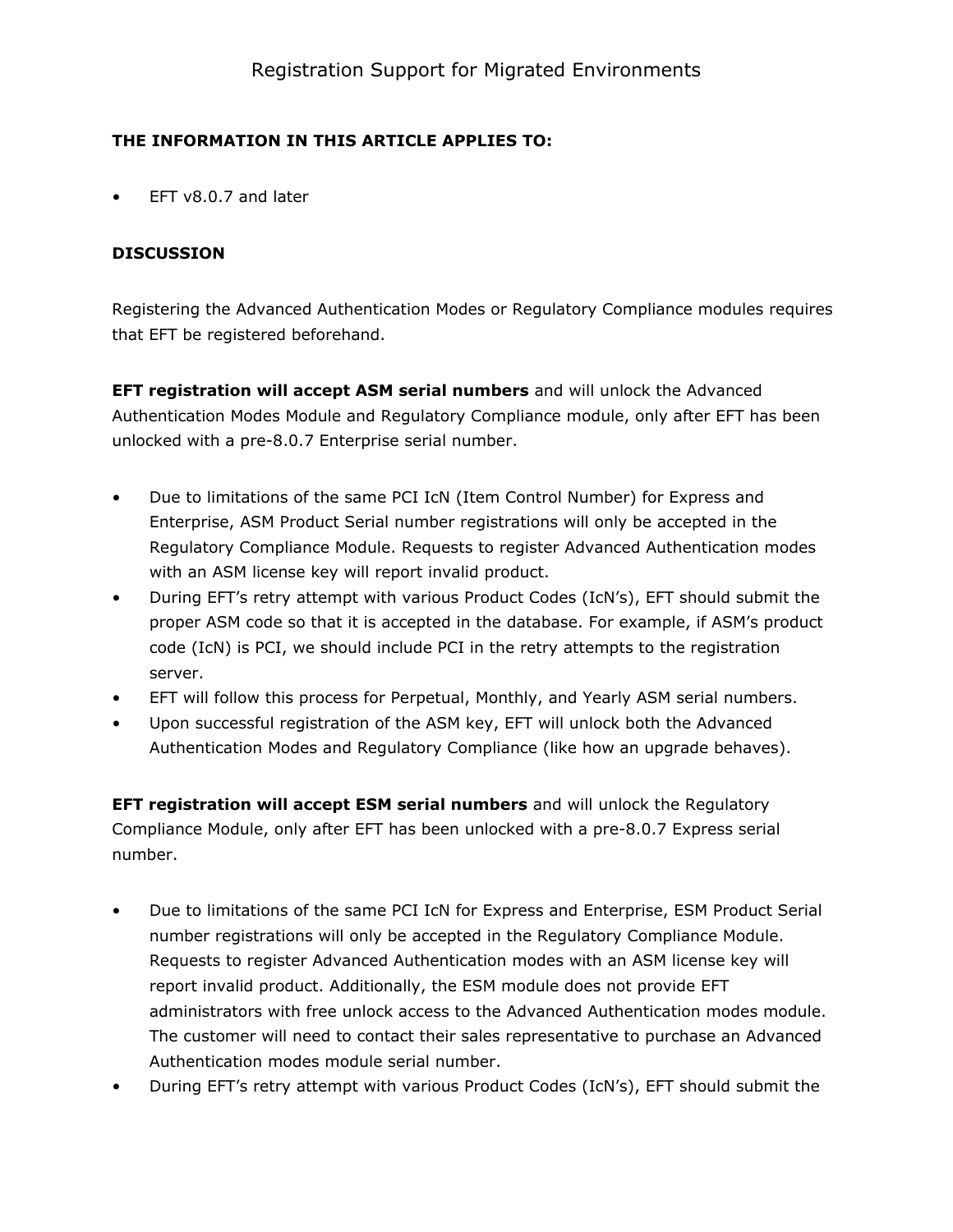# Registration Support for Migrated Environments

**THE INFORMATION IN THIS ARTICLE APPLIES TO:**

- EFT v8.0.7 and later

**DISCUSSION**

Registering the Advanced Authentication Modes or Regulatory Compliance modules requires that EFT be registered beforehand.

**EFT registration will accept ASM serial numbers** and will unlock the Advanced Authentication Modes Module and Regulatory Compliance module, only after EFT has been unlocked with a pre-8.0.7 Enterprise serial number.

- Due to limitations of the same PCI IcN (Item Control Number) for Express and Enterprise, ASM Product Serial number registrations will only be accepted in the Regulatory Compliance Module. Requests to register Advanced Authentication modes with an ASM license key will report invalid product.
- During EFT's retry attempt with various Product Codes (IcN's), EFT should submit the proper ASM code so that it is accepted in the database. For example, if ASM's product code (IcN) is PCI, we should include PCI in the retry attempts to the registration server.
- EFT will follow this process for Perpetual, Monthly, and Yearly ASM serial numbers.
- Upon successful registration of the ASM key, EFT will unlock both the Advanced Authentication Modes and Regulatory Compliance (like how an upgrade behaves).

**EFT registration will accept ESM serial numbers** and will unlock the Regulatory Compliance Module, only after EFT has been unlocked with a pre-8.0.7 Express serial number.

- Due to limitations of the same PCI IcN for Express and Enterprise, ESM Product Serial number registrations will only be accepted in the Regulatory Compliance Module. Requests to register Advanced Authentication modes with an ASM license key will report invalid product. Additionally, the ESM module does not provide EFT administrators with free unlock access to the Advanced Authentication modes module. The customer will need to contact their sales representative to purchase an Advanced Authentication modes module serial number.
- During EFT's retry attempt with various Product Codes (IcN's), EFT should submit the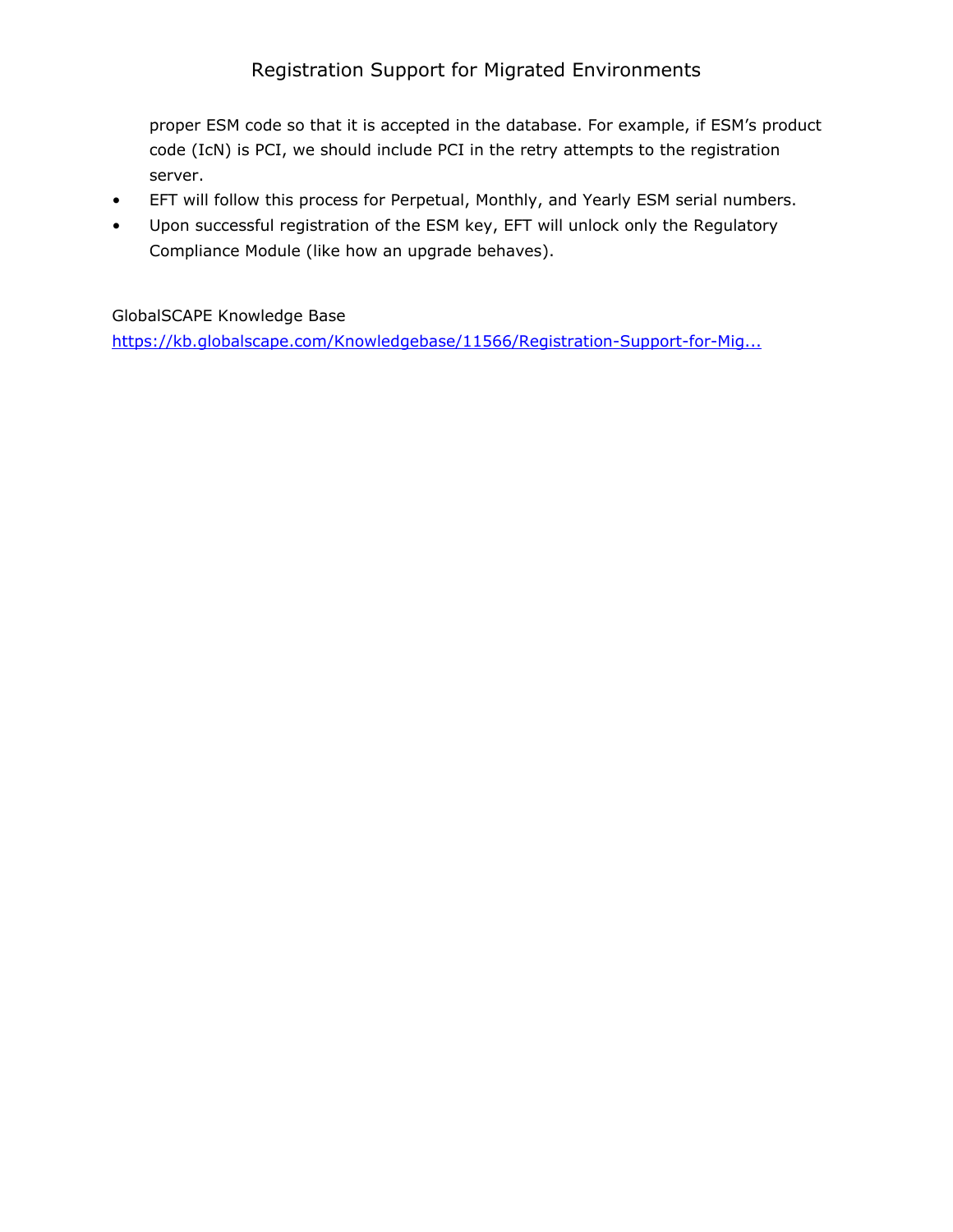proper ESM code so that it is accepted in the database. For example, if ESM's product code (IcN) is PCI, we should include PCI in the retry attempts to the registration server.

- EFT will follow this process for Perpetual, Monthly, and Yearly ESM serial numbers.
- Upon successful registration of the ESM key, EFT will unlock only the Regulatory Compliance Module (like how an upgrade behaves).

GlobalSCAPE Knowledge Base
https://kb.globalscape.com/Knowledgebase/11566/Registration-Support-for-Mig...